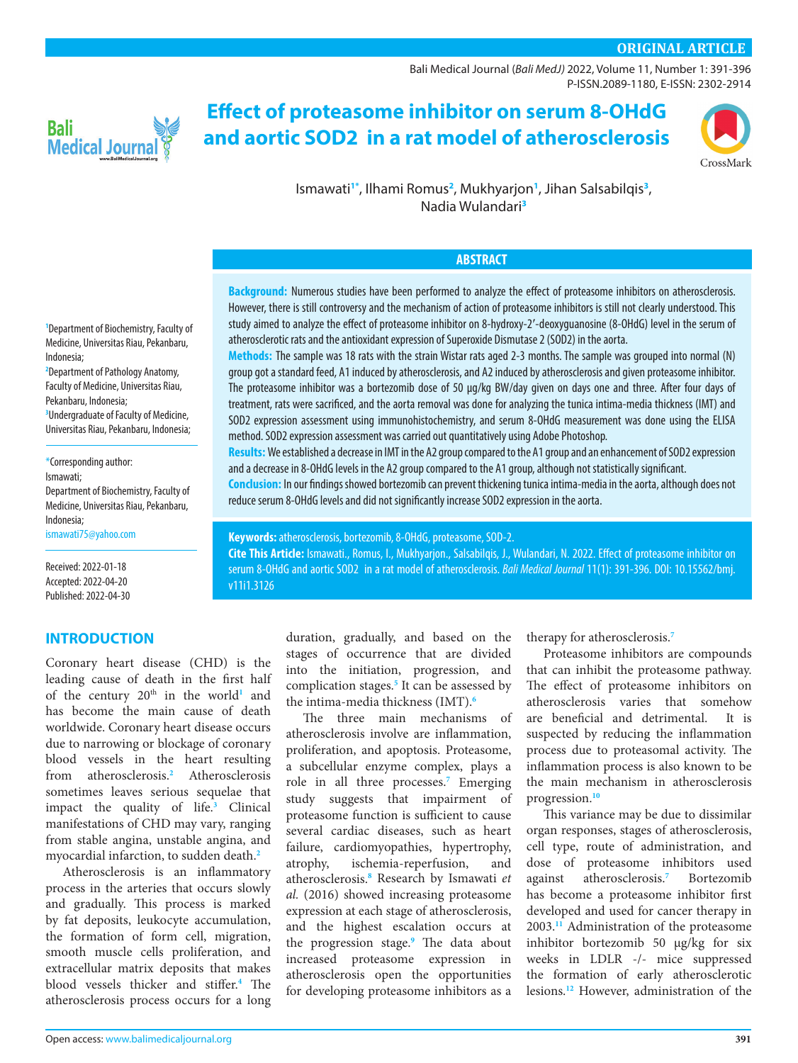ORIGINAL ARTICLE

# Effect of proteasome inhibitor on serum 8-OHdG and aortic SOD2 in a rat model of atherosclerosis

Ismawati[1*], Ilhami Romus[2], Mukhyarjon[1], Jihan Salsabilqis[3], Nadia Wulandari[3]

[1]Department of Biochemistry, Faculty of Medicine, Universitas Riau, Pekanbaru, Indonesia;
[2]Department of Pathology Anatomy, Faculty of Medicine, Universitas Riau, Pekanbaru, Indonesia;
[3]Undergraduate of Faculty of Medicine, Universitas Riau, Pekanbaru, Indonesia;

*Corresponding author:
Ismawati;
Department of Biochemistry, Faculty of Medicine, Universitas Riau, Pekanbaru, Indonesia;
ismawati75@yahoo.com

Received: 2022-01-18
Accepted: 2022-04-20
Published: 2022-04-30

## ABSTRACT

**Background:** Numerous studies have been performed to analyze the effect of proteasome inhibitors on atherosclerosis. However, there is still controversy and the mechanism of action of proteasome inhibitors is still not clearly understood. This study aimed to analyze the effect of proteasome inhibitor on 8-hydroxy-2′-deoxyguanosine (8-OHdG) level in the serum of atherosclerotic rats and the antioxidant expression of Superoxide Dismutase 2 (SOD2) in the aorta.

**Methods:** The sample was 18 rats with the strain Wistar rats aged 2-3 months. The sample was grouped into normal (N) group got a standard feed, A1 induced by atherosclerosis, and A2 induced by atherosclerosis and given proteasome inhibitor. The proteasome inhibitor was a bortezomib dose of 50 μg/kg BW/day given on days one and three. After four days of treatment, rats were sacrificed, and the aorta removal was done for analyzing the tunica intima-media thickness (IMT) and SOD2 expression assessment using immunohistochemistry, and serum 8-OHdG measurement was done using the ELISA method. SOD2 expression assessment was carried out quantitatively using Adobe Photoshop.

**Results:** We established a decrease in IMT in the A2 group compared to the A1 group and an enhancement of SOD2 expression and a decrease in 8-OHdG levels in the A2 group compared to the A1 group, although not statistically significant.

**Conclusion:** In our findings showed bortezomib can prevent thickening tunica intima-media in the aorta, although does not reduce serum 8-OHdG levels and did not significantly increase SOD2 expression in the aorta.

**Keywords:** atherosclerosis, bortezomib, 8-OHdG, proteasome, SOD-2.

**Cite This Article:** Ismawati., Romus, I., Mukhyarjon., Salsabilqis, J., Wulandari, N. 2022. Effect of proteasome inhibitor on serum 8-OHdG and aortic SOD2 in a rat model of atherosclerosis. *Bali Medical Journal* 11(1): 391-396. DOI: 10.15562/bmj.v11i1.3126

## INTRODUCTION

Coronary heart disease (CHD) is the leading cause of death in the first half of the century 20[th] in the world[1] and has become the main cause of death worldwide. Coronary heart disease occurs due to narrowing or blockage of coronary blood vessels in the heart resulting from atherosclerosis.[2] Atherosclerosis sometimes leaves serious sequelae that impact the quality of life.[3] Clinical manifestations of CHD may vary, ranging from stable angina, unstable angina, and myocardial infarction, to sudden death.[2]

Atherosclerosis is an inflammatory process in the arteries that occurs slowly and gradually. This process is marked by fat deposits, leukocyte accumulation, the formation of form cell, migration, smooth muscle cells proliferation, and extracellular matrix deposits that makes blood vessels thicker and stiffer.[4] The atherosclerosis process occurs for a long duration, gradually, and based on the stages of occurrence that are divided into the initiation, progression, and complication stages.[5] It can be assessed by the intima-media thickness (IMT).[6]

The three main mechanisms of atherosclerosis involve are inflammation, proliferation, and apoptosis. Proteasome, a subcellular enzyme complex, plays a role in all three processes.[7] Emerging study suggests that impairment of proteasome function is sufficient to cause several cardiac diseases, such as heart failure, cardiomyopathies, hypertrophy, atrophy, ischemia-reperfusion, and atherosclerosis.[8] Research by Ismawati *et al.* (2016) showed increasing proteasome expression at each stage of atherosclerosis, and the highest escalation occurs at the progression stage.[9] The data about increased proteasome expression in atherosclerosis open the opportunities for developing proteasome inhibitors as a therapy for atherosclerosis.[7]

Proteasome inhibitors are compounds that can inhibit the proteasome pathway. The effect of proteasome inhibitors on atherosclerosis varies that somehow are beneficial and detrimental. It is suspected by reducing the inflammation process due to proteasomal activity. The inflammation process is also known to be the main mechanism in atherosclerosis progression.[10]

This variance may be due to dissimilar organ responses, stages of atherosclerosis, cell type, route of administration, and dose of proteasome inhibitors used against atherosclerosis.[7] Bortezomib has become a proteasome inhibitor first developed and used for cancer therapy in 2003.[11] Administration of the proteasome inhibitor bortezomib 50 μg/kg for six weeks in LDLR -/- mice suppressed the formation of early atherosclerotic lesions.[12] However, administration of the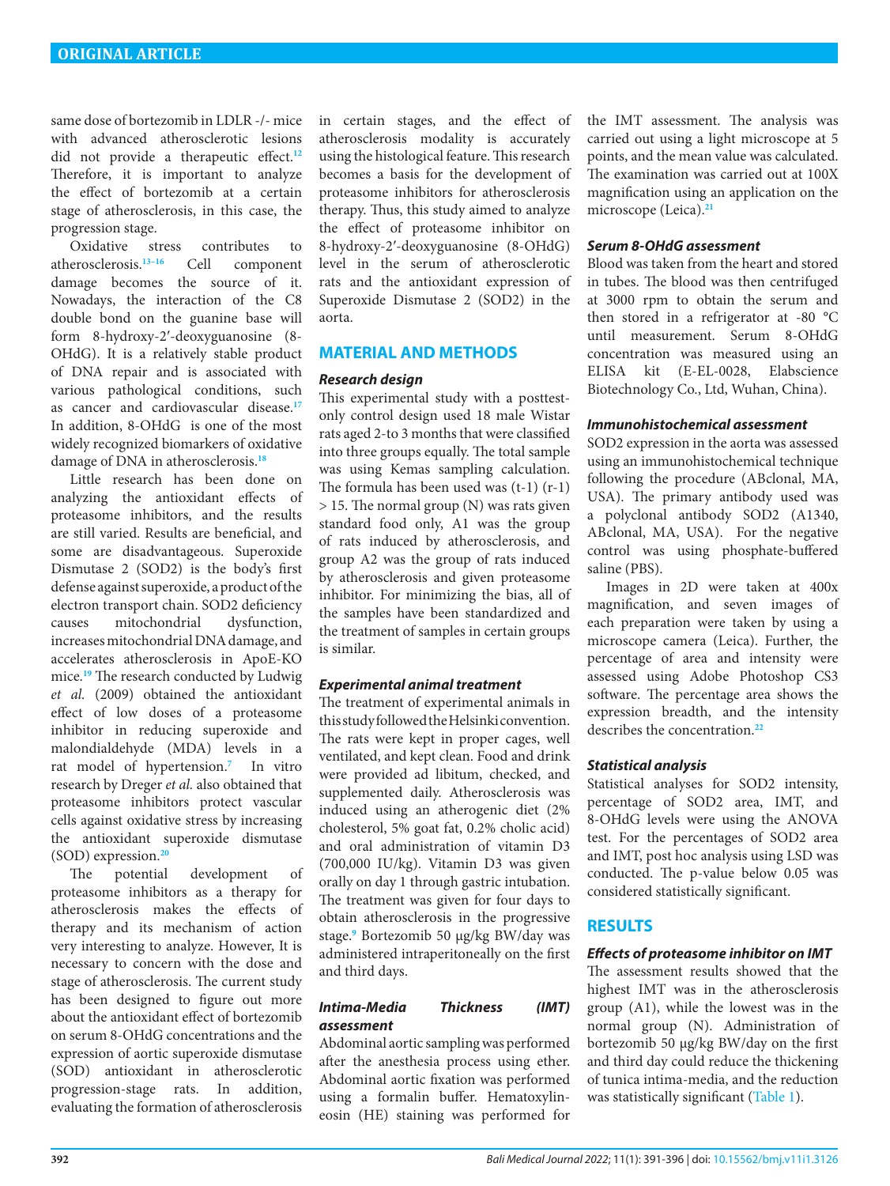same dose of bortezomib in LDLR -/- mice with advanced atherosclerotic lesions did not provide a therapeutic effect.[12] Therefore, it is important to analyze the effect of bortezomib at a certain stage of atherosclerosis, in this case, the progression stage.

Oxidative stress contributes to atherosclerosis.[13–16] Cell component damage becomes the source of it. Nowadays, the interaction of the C8 double bond on the guanine base will form 8-hydroxy-2′-deoxyguanosine (8-OHdG). It is a relatively stable product of DNA repair and is associated with various pathological conditions, such as cancer and cardiovascular disease.[17] In addition, 8-OHdG is one of the most widely recognized biomarkers of oxidative damage of DNA in atherosclerosis.[18]

Little research has been done on analyzing the antioxidant effects of proteasome inhibitors, and the results are still varied. Results are beneficial, and some are disadvantageous. Superoxide Dismutase 2 (SOD2) is the body's first defense against superoxide, a product of the electron transport chain. SOD2 deficiency causes mitochondrial dysfunction, increases mitochondrial DNA damage, and accelerates atherosclerosis in ApoE-KO mice.[19] The research conducted by Ludwig *et al.* (2009) obtained the antioxidant effect of low doses of a proteasome inhibitor in reducing superoxide and malondialdehyde (MDA) levels in a rat model of hypertension.[7] In vitro research by Dreger *et al.* also obtained that proteasome inhibitors protect vascular cells against oxidative stress by increasing the antioxidant superoxide dismutase (SOD) expression.[20]

The potential development of proteasome inhibitors as a therapy for atherosclerosis makes the effects of therapy and its mechanism of action very interesting to analyze. However, It is necessary to concern with the dose and stage of atherosclerosis. The current study has been designed to figure out more about the antioxidant effect of bortezomib on serum 8-OHdG concentrations and the expression of aortic superoxide dismutase (SOD) antioxidant in atherosclerotic progression-stage rats. In addition, evaluating the formation of atherosclerosis in certain stages, and the effect of atherosclerosis modality is accurately using the histological feature. This research becomes a basis for the development of proteasome inhibitors for atherosclerosis therapy. Thus, this study aimed to analyze the effect of proteasome inhibitor on 8-hydroxy-2′-deoxyguanosine (8-OHdG) level in the serum of atherosclerotic rats and the antioxidant expression of Superoxide Dismutase 2 (SOD2) in the aorta.

## MATERIAL AND METHODS

### *Research design*

This experimental study with a posttest-only control design used 18 male Wistar rats aged 2-to 3 months that were classified into three groups equally. The total sample was using Kemas sampling calculation. The formula has been used was (t-1) (r-1) > 15. The normal group (N) was rats given standard food only, A1 was the group of rats induced by atherosclerosis, and group A2 was the group of rats induced by atherosclerosis and given proteasome inhibitor. For minimizing the bias, all of the samples have been standardized and the treatment of samples in certain groups is similar.

### *Experimental animal treatment*

The treatment of experimental animals in this study followed the Helsinki convention. The rats were kept in proper cages, well ventilated, and kept clean. Food and drink were provided ad libitum, checked, and supplemented daily. Atherosclerosis was induced using an atherogenic diet (2% cholesterol, 5% goat fat, 0.2% cholic acid) and oral administration of vitamin D3 (700,000 IU/kg). Vitamin D3 was given orally on day 1 through gastric intubation. The treatment was given for four days to obtain atherosclerosis in the progressive stage.[9] Bortezomib 50 μg/kg BW/day was administered intraperitoneally on the first and third days.

### *Intima-Media Thickness (IMT) assessment*

Abdominal aortic sampling was performed after the anesthesia process using ether. Abdominal aortic fixation was performed using a formalin buffer. Hematoxylin-eosin (HE) staining was performed for the IMT assessment. The analysis was carried out using a light microscope at 5 points, and the mean value was calculated. The examination was carried out at 100X magnification using an application on the microscope (Leica).[21]

### *Serum 8-OHdG assessment*

Blood was taken from the heart and stored in tubes. The blood was then centrifuged at 3000 rpm to obtain the serum and then stored in a refrigerator at -80 °C until measurement. Serum 8-OHdG concentration was measured using an ELISA kit (E-EL-0028, Elabscience Biotechnology Co., Ltd, Wuhan, China).

### *Immunohistochemical assessment*

SOD2 expression in the aorta was assessed using an immunohistochemical technique following the procedure (ABclonal, MA, USA). The primary antibody used was a polyclonal antibody SOD2 (A1340, ABclonal, MA, USA). For the negative control was using phosphate-buffered saline (PBS).

Images in 2D were taken at 400x magnification, and seven images of each preparation were taken by using a microscope camera (Leica). Further, the percentage of area and intensity were assessed using Adobe Photoshop CS3 software. The percentage area shows the expression breadth, and the intensity describes the concentration.[22]

### *Statistical analysis*

Statistical analyses for SOD2 intensity, percentage of SOD2 area, IMT, and 8-OHdG levels were using the ANOVA test. For the percentages of SOD2 area and IMT, post hoc analysis using LSD was conducted. The p-value below 0.05 was considered statistically significant.

## RESULTS

### *Effects of proteasome inhibitor on IMT*

The assessment results showed that the highest IMT was in the atherosclerosis group (A1), while the lowest was in the normal group (N). Administration of bortezomib 50 μg/kg BW/day on the first and third day could reduce the thickening of tunica intima-media, and the reduction was statistically significant (Table 1).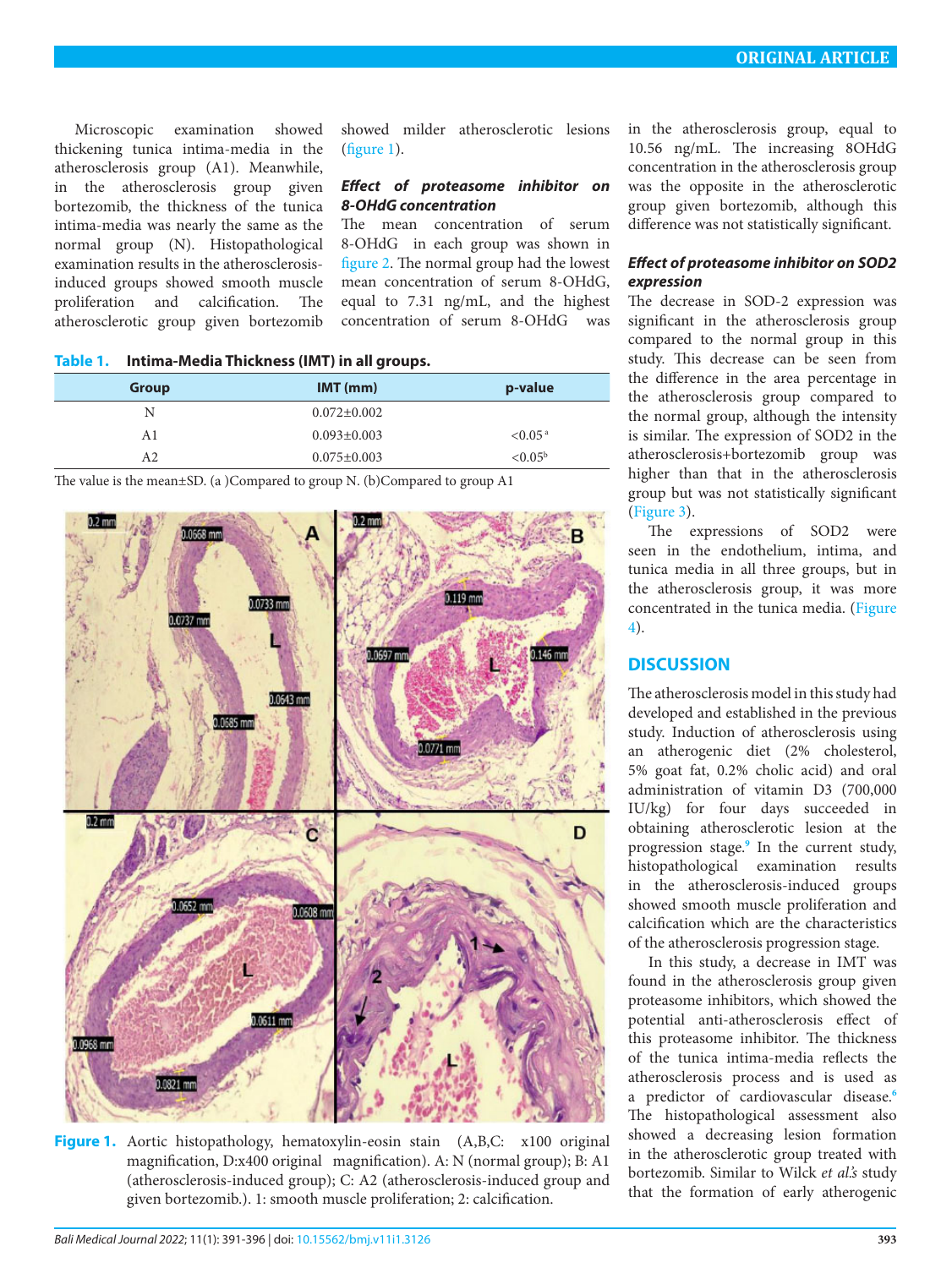Microscopic examination showed thickening tunica intima-media in the atherosclerosis group (A1). Meanwhile, in the atherosclerosis group given bortezomib, the thickness of the tunica intima-media was nearly the same as the normal group (N). Histopathological examination results in the atherosclerosis-induced groups showed smooth muscle proliferation and calcification. The atherosclerotic group given bortezomib showed milder atherosclerotic lesions (figure 1).

### Effect of proteasome inhibitor on 8-OHdG concentration

The mean concentration of serum 8-OHdG in each group was shown in figure 2. The normal group had the lowest mean concentration of serum 8-OHdG, equal to 7.31 ng/mL, and the highest concentration of serum 8-OHdG was in the atherosclerosis group, equal to 10.56 ng/mL. The increasing 8OHdG concentration in the atherosclerosis group was the opposite in the atherosclerotic group given bortezomib, although this difference was not statistically significant.

**Table 1. Intima-Media Thickness (IMT) in all groups.**

| Group | IMT (mm) | p-value |
|---|---|---|
| N | 0.072±0.002 | |
| A1 | 0.093±0.003 | <0.05[a] |
| A2 | 0.075±0.003 | <0.05[b] |

The value is the mean±SD. (a )Compared to group N. (b)Compared to group A1

Figure 1. Aortic histopathology, hematoxylin-eosin stain (A,B,C: x100 original magnification, D:x400 original magnification). A: N (normal group); B: A1 (atherosclerosis-induced group); C: A2 (atherosclerosis-induced group and given bortezomib.). 1: smooth muscle proliferation; 2: calcification.

### Effect of proteasome inhibitor on SOD2 expression

The decrease in SOD-2 expression was significant in the atherosclerosis group compared to the normal group in this study. This decrease can be seen from the difference in the area percentage in the atherosclerosis group compared to the normal group, although the intensity is similar. The expression of SOD2 in the atherosclerosis+bortezomib group was higher than that in the atherosclerosis group but was not statistically significant (Figure 3).

The expressions of SOD2 were seen in the endothelium, intima, and tunica media in all three groups, but in the atherosclerosis group, it was more concentrated in the tunica media. (Figure 4).

## DISCUSSION

The atherosclerosis model in this study had developed and established in the previous study. Induction of atherosclerosis using an atherogenic diet (2% cholesterol, 5% goat fat, 0.2% cholic acid) and oral administration of vitamin D3 (700,000 IU/kg) for four days succeeded in obtaining atherosclerotic lesion at the progression stage.[9] In the current study, histopathological examination results in the atherosclerosis-induced groups showed smooth muscle proliferation and calcification which are the characteristics of the atherosclerosis progression stage.

In this study, a decrease in IMT was found in the atherosclerosis group given proteasome inhibitors, which showed the potential anti-atherosclerosis effect of this proteasome inhibitor. The thickness of the tunica intima-media reflects the atherosclerosis process and is used as a predictor of cardiovascular disease.[6] The histopathological assessment also showed a decreasing lesion formation in the atherosclerotic group treated with bortezomib. Similar to Wilck *et al.'s* study that the formation of early atherogenic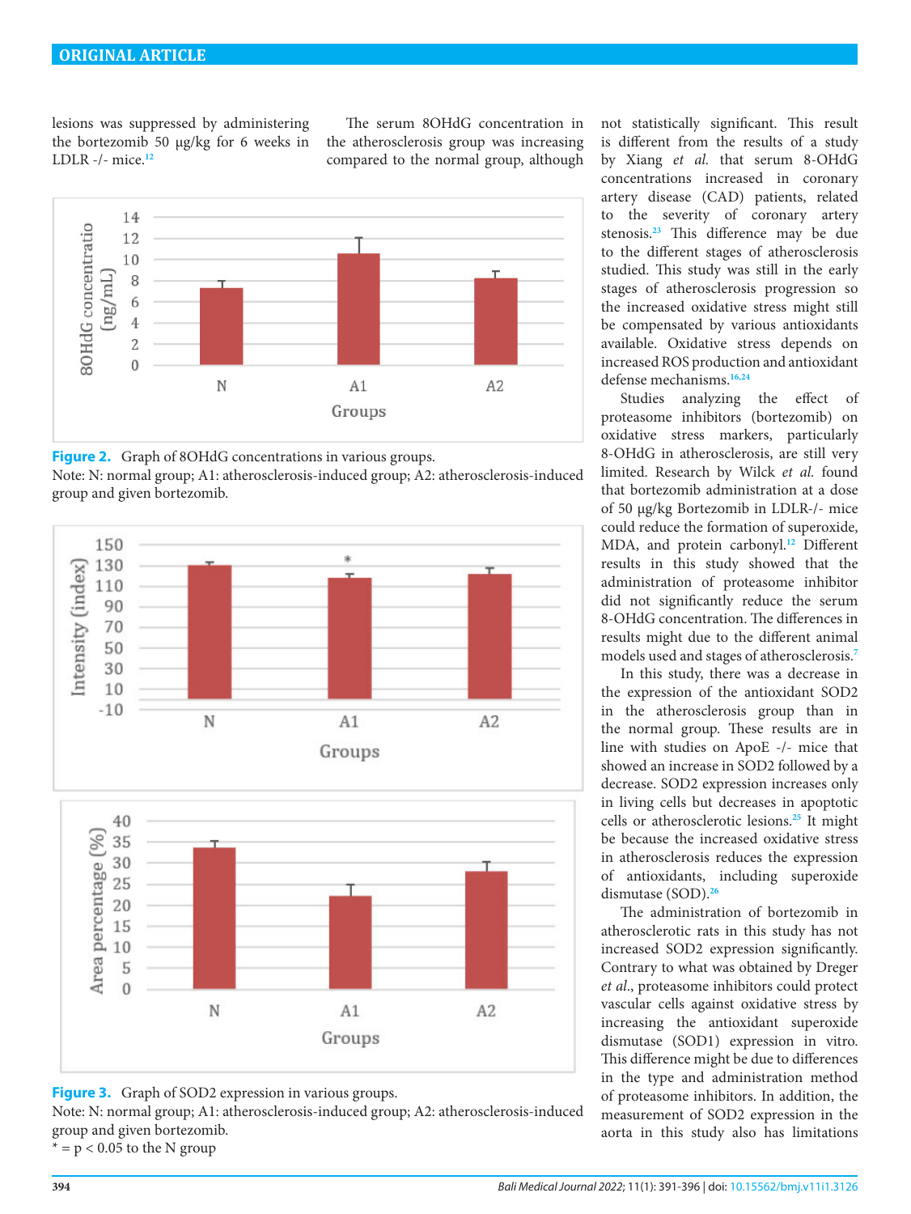lesions was suppressed by administering the bortezomib 50 µg/kg for 6 weeks in LDLR -/- mice.[12]

The serum 8OHdG concentration in the atherosclerosis group was increasing compared to the normal group, although not statistically significant. This result is different from the results of a study by Xiang *et al.* that serum 8-OHdG concentrations increased in coronary artery disease (CAD) patients, related to the severity of coronary artery stenosis.[23] This difference may be due to the different stages of atherosclerosis studied. This study was still in the early stages of atherosclerosis progression so the increased oxidative stress might still be compensated by various antioxidants available. Oxidative stress depends on increased ROS production and antioxidant defense mechanisms.[16,24]

**Figure 2.** Graph of 8OHdG concentrations in various groups.
Note: N: normal group; A1: atherosclerosis-induced group; A2: atherosclerosis-induced group and given bortezomib.

**Figure 3.** Graph of SOD2 expression in various groups.
Note: N: normal group; A1: atherosclerosis-induced group; A2: atherosclerosis-induced group and given bortezomib.
* = $p < 0.05$ to the N group

Studies analyzing the effect of proteasome inhibitors (bortezomib) on oxidative stress markers, particularly 8-OHdG in atherosclerosis, are still very limited. Research by Wilck *et al.* found that bortezomib administration at a dose of 50 µg/kg Bortezomib in LDLR-/- mice could reduce the formation of superoxide, MDA, and protein carbonyl.[12] Different results in this study showed that the administration of proteasome inhibitor did not significantly reduce the serum 8-OHdG concentration. The differences in results might due to the different animal models used and stages of atherosclerosis.[7]

In this study, there was a decrease in the expression of the antioxidant SOD2 in the atherosclerosis group than in the normal group. These results are in line with studies on ApoE -/- mice that showed an increase in SOD2 followed by a decrease. SOD2 expression increases only in living cells but decreases in apoptotic cells or atherosclerotic lesions.[25] It might be because the increased oxidative stress in atherosclerosis reduces the expression of antioxidants, including superoxide dismutase (SOD).[26]

The administration of bortezomib in atherosclerotic rats in this study has not increased SOD2 expression significantly. Contrary to what was obtained by Dreger *et al.*, proteasome inhibitors could protect vascular cells against oxidative stress by increasing the antioxidant superoxide dismutase (SOD1) expression in vitro. This difference might be due to differences in the type and administration method of proteasome inhibitors. In addition, the measurement of SOD2 expression in the aorta in this study also has limitations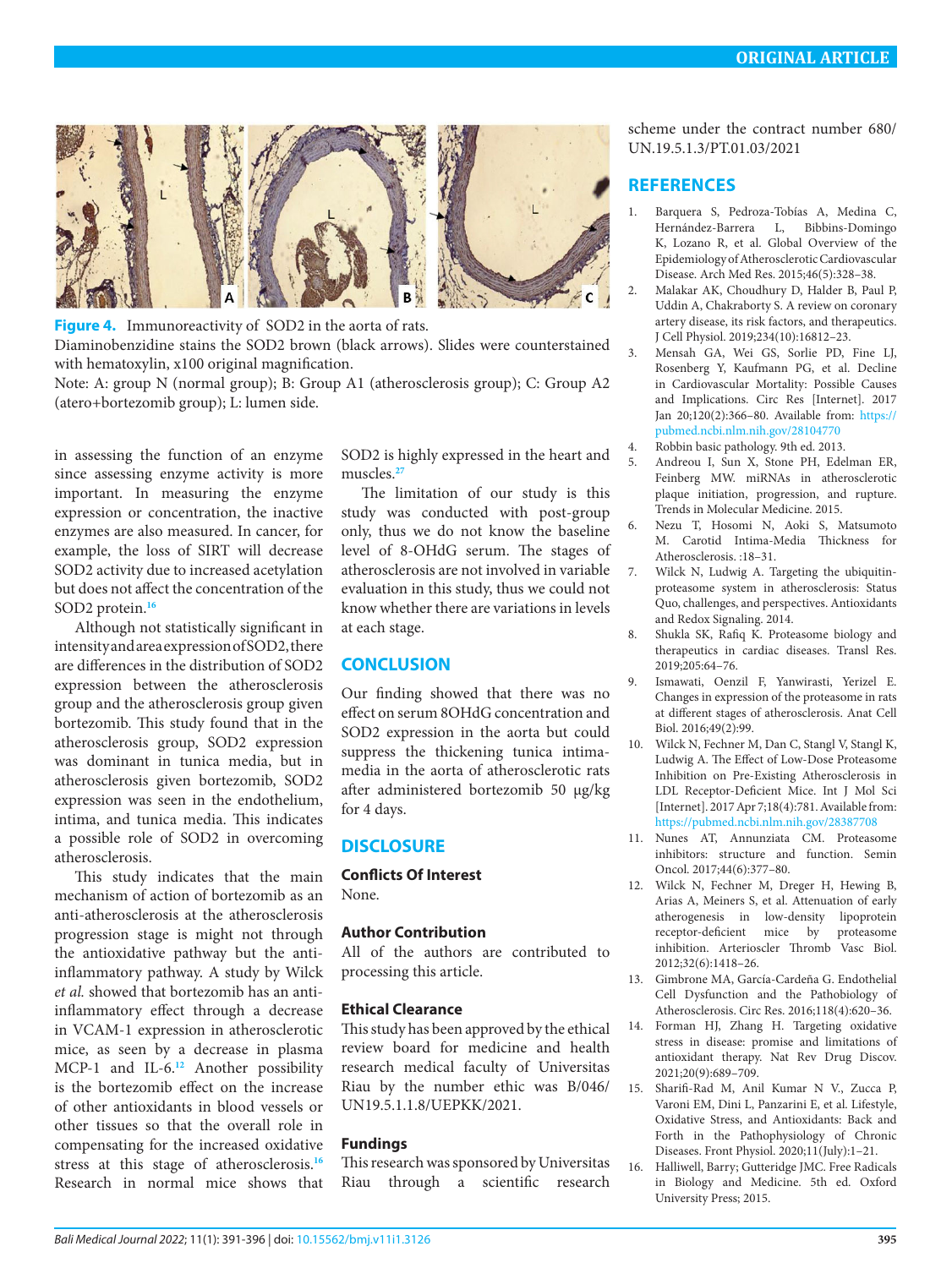**Figure 4.** Immunoreactivity of SOD2 in the aorta of rats.
Diaminobenzidine stains the SOD2 brown (black arrows). Slides were counterstained with hematoxylin, x100 original magnification.
Note: A: group N (normal group); B: Group A1 (atherosclerosis group); C: Group A2 (atero+bortezomib group); L: lumen side.

in assessing the function of an enzyme since assessing enzyme activity is more important. In measuring the enzyme expression or concentration, the inactive enzymes are also measured. In cancer, for example, the loss of SIRT will decrease SOD2 activity due to increased acetylation but does not affect the concentration of the SOD2 protein.[16]

Although not statistically significant in intensity and area expression of SOD2, there are differences in the distribution of SOD2 expression between the atherosclerosis group and the atherosclerosis group given bortezomib. This study found that in the atherosclerosis group, SOD2 expression was dominant in tunica media, but in atherosclerosis given bortezomib, SOD2 expression was seen in the endothelium, intima, and tunica media. This indicates a possible role of SOD2 in overcoming atherosclerosis.

This study indicates that the main mechanism of action of bortezomib as an anti-atherosclerosis at the atherosclerosis progression stage is might not through the antioxidative pathway but the anti-inflammatory pathway. A study by Wilck *et al.* showed that bortezomib has an anti-inflammatory effect through a decrease in VCAM-1 expression in atherosclerotic mice, as seen by a decrease in plasma MCP-1 and IL-6.[12] Another possibility is the bortezomib effect on the increase of other antioxidants in blood vessels or other tissues so that the overall role in compensating for the increased oxidative stress at this stage of atherosclerosis.[16] Research in normal mice shows that SOD2 is highly expressed in the heart and muscles.[27]

The limitation of our study is this study was conducted with post-group only, thus we do not know the baseline level of 8-OHdG serum. The stages of atherosclerosis are not involved in variable evaluation in this study, thus we could not know whether there are variations in levels at each stage.

## CONCLUSION

Our finding showed that there was no effect on serum 8OHdG concentration and SOD2 expression in the aorta but could suppress the thickening tunica intima-media in the aorta of atherosclerotic rats after administered bortezomib 50 μg/kg for 4 days.

## DISCLOSURE

### Conflicts Of Interest

None.

### Author Contribution

All of the authors are contributed to processing this article.

### Ethical Clearance

This study has been approved by the ethical review board for medicine and health research medical faculty of Universitas Riau by the number ethic was B/046/UN19.5.1.1.8/UEPKK/2021.

### Fundings

This research was sponsored by Universitas Riau through a scientific research scheme under the contract number 680/UN.19.5.1.3/PT.01.03/2021

## REFERENCES

1. Barquera S, Pedroza-Tobías A, Medina C, Hernández-Barrera L, Bibbins-Domingo K, Lozano R, et al. Global Overview of the Epidemiology of Atherosclerotic Cardiovascular Disease. Arch Med Res. 2015;46(5):328–38.
2. Malakar AK, Choudhury D, Halder B, Paul P, Uddin A, Chakraborty S. A review on coronary artery disease, its risk factors, and therapeutics. J Cell Physiol. 2019;234(10):16812–23.
3. Mensah GA, Wei GS, Sorlie PD, Fine LJ, Rosenberg Y, Kaufmann PG, et al. Decline in Cardiovascular Mortality: Possible Causes and Implications. Circ Res [Internet]. 2017 Jan 20;120(2):366–80. Available from: https://pubmed.ncbi.nlm.nih.gov/28104770
4. Robbin basic pathology. 9th ed. 2013.
5. Andreou I, Sun X, Stone PH, Edelman ER, Feinberg MW. miRNAs in atherosclerotic plaque initiation, progression, and rupture. Trends in Molecular Medicine. 2015.
6. Nezu T, Hosomi N, Aoki S, Matsumoto M. Carotid Intima-Media Thickness for Atherosclerosis. :18–31.
7. Wilck N, Ludwig A. Targeting the ubiquitin-proteasome system in atherosclerosis: Status Quo, challenges, and perspectives. Antioxidants and Redox Signaling. 2014.
8. Shukla SK, Rafiq K. Proteasome biology and therapeutics in cardiac diseases. Transl Res. 2019;205:64–76.
9. Ismawati, Oenzil F, Yanwirasti, Yerizel E. Changes in expression of the proteasome in rats at different stages of atherosclerosis. Anat Cell Biol. 2016;49(2):99.
10. Wilck N, Fechner M, Dan C, Stangl V, Stangl K, Ludwig A. The Effect of Low-Dose Proteasome Inhibition on Pre-Existing Atherosclerosis in LDL Receptor-Deficient Mice. Int J Mol Sci [Internet]. 2017 Apr 7;18(4):781. Available from: https://pubmed.ncbi.nlm.nih.gov/28387708
11. Nunes AT, Annunziata CM. Proteasome inhibitors: structure and function. Semin Oncol. 2017;44(6):377–80.
12. Wilck N, Fechner M, Dreger H, Hewing B, Arias A, Meiners S, et al. Attenuation of early atherogenesis in low-density lipoprotein receptor-deficient mice by proteasome inhibition. Arterioscler Thromb Vasc Biol. 2012;32(6):1418–26.
13. Gimbrone MA, García-Cardeña G. Endothelial Cell Dysfunction and the Pathobiology of Atherosclerosis. Circ Res. 2016;118(4):620–36.
14. Forman HJ, Zhang H. Targeting oxidative stress in disease: promise and limitations of antioxidant therapy. Nat Rev Drug Discov. 2021;20(9):689–709.
15. Sharifi-Rad M, Anil Kumar N V., Zucca P, Varoni EM, Dini L, Panzarini E, et al. Lifestyle, Oxidative Stress, and Antioxidants: Back and Forth in the Pathophysiology of Chronic Diseases. Front Physiol. 2020;11(July):1–21.
16. Halliwell, Barry; Gutteridge JMC. Free Radicals in Biology and Medicine. 5th ed. Oxford University Press; 2015.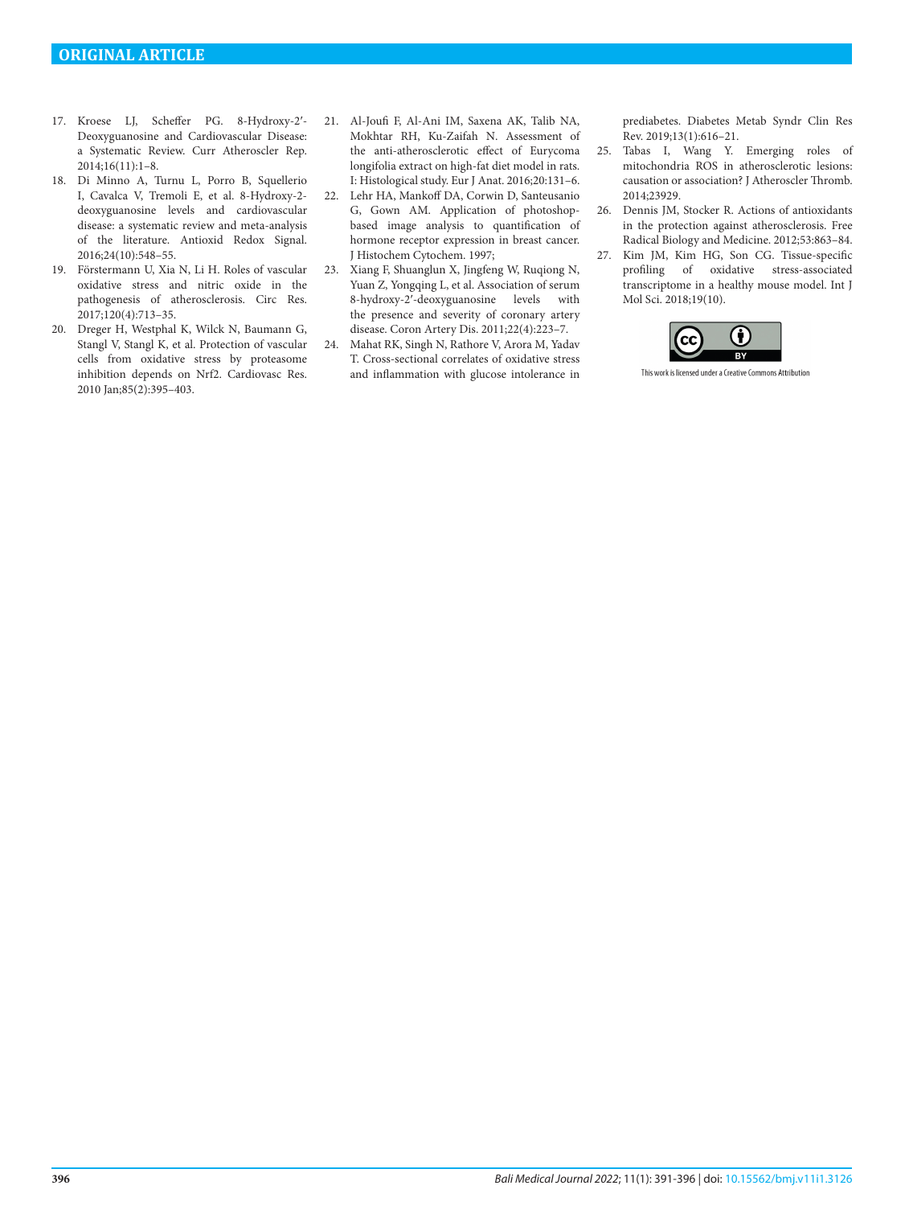17. Kroese LJ, Scheffer PG. 8-Hydroxy-2′-Deoxyguanosine and Cardiovascular Disease: a Systematic Review. Curr Atheroscler Rep. 2014;16(11):1–8.
18. Di Minno A, Turnu L, Porro B, Squellerio I, Cavalca V, Tremoli E, et al. 8-Hydroxy-2-deoxyguanosine levels and cardiovascular disease: a systematic review and meta-analysis of the literature. Antioxid Redox Signal. 2016;24(10):548–55.
19. Förstermann U, Xia N, Li H. Roles of vascular oxidative stress and nitric oxide in the pathogenesis of atherosclerosis. Circ Res. 2017;120(4):713–35.
20. Dreger H, Westphal K, Wilck N, Baumann G, Stangl V, Stangl K, et al. Protection of vascular cells from oxidative stress by proteasome inhibition depends on Nrf2. Cardiovasc Res. 2010 Jan;85(2):395–403.
21. Al-Joufi F, Al-Ani IM, Saxena AK, Talib NA, Mokhtar RH, Ku-Zaifah N. Assessment of the anti-atherosclerotic effect of Eurycoma longifolia extract on high-fat diet model in rats. I: Histological study. Eur J Anat. 2016;20:131–6.
22. Lehr HA, Mankoff DA, Corwin D, Santeusanio G, Gown AM. Application of photoshop-based image analysis to quantification of hormone receptor expression in breast cancer. J Histochem Cytochem. 1997;
23. Xiang F, Shuanglun X, Jingfeng W, Ruqiong N, Yuan Z, Yongqing L, et al. Association of serum 8-hydroxy-2′-deoxyguanosine levels with the presence and severity of coronary artery disease. Coron Artery Dis. 2011;22(4):223–7.
24. Mahat RK, Singh N, Rathore V, Arora M, Yadav T. Cross-sectional correlates of oxidative stress and inflammation with glucose intolerance in prediabetes. Diabetes Metab Syndr Clin Res Rev. 2019;13(1):616–21.
25. Tabas I, Wang Y. Emerging roles of mitochondria ROS in atherosclerotic lesions: causation or association? J Atheroscler Thromb. 2014;23929.
26. Dennis JM, Stocker R. Actions of antioxidants in the protection against atherosclerosis. Free Radical Biology and Medicine. 2012;53:863–84.
27. Kim JM, Kim HG, Son CG. Tissue-specific profiling of oxidative stress-associated transcriptome in a healthy mouse model. Int J Mol Sci. 2018;19(10).

This work is licensed under a Creative Commons Attribution